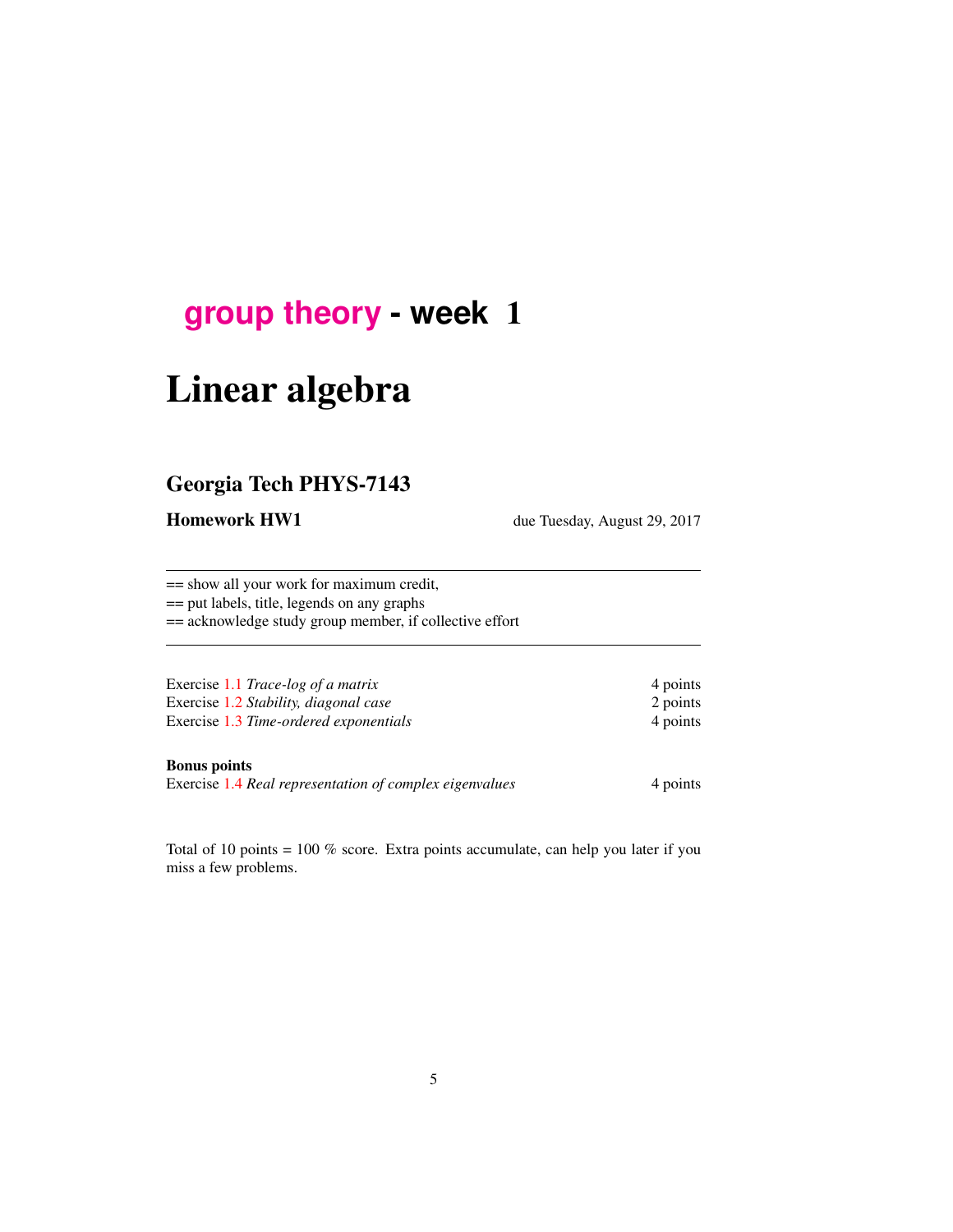# group theory - week 1

# Linear algebra

## Georgia Tech PHYS-7143

**Homework HW1** due Tuesday, August 29, 2017

== show all your work for maximum credit,
== put labels, title, legends on any graphs
== acknowledge study group member, if collective effort

| | |
|---|---|
| Exercise 1.1 *Trace-log of a matrix* | 4 points |
| Exercise 1.2 *Stability, diagonal case* | 2 points |
| Exercise 1.3 *Time-ordered exponentials* | 4 points |

**Bonus points**

| | |
|---|---|
| Exercise 1.4 *Real representation of complex eigenvalues* | 4 points |

Total of 10 points = 100 % score. Extra points accumulate, can help you later if you miss a few problems.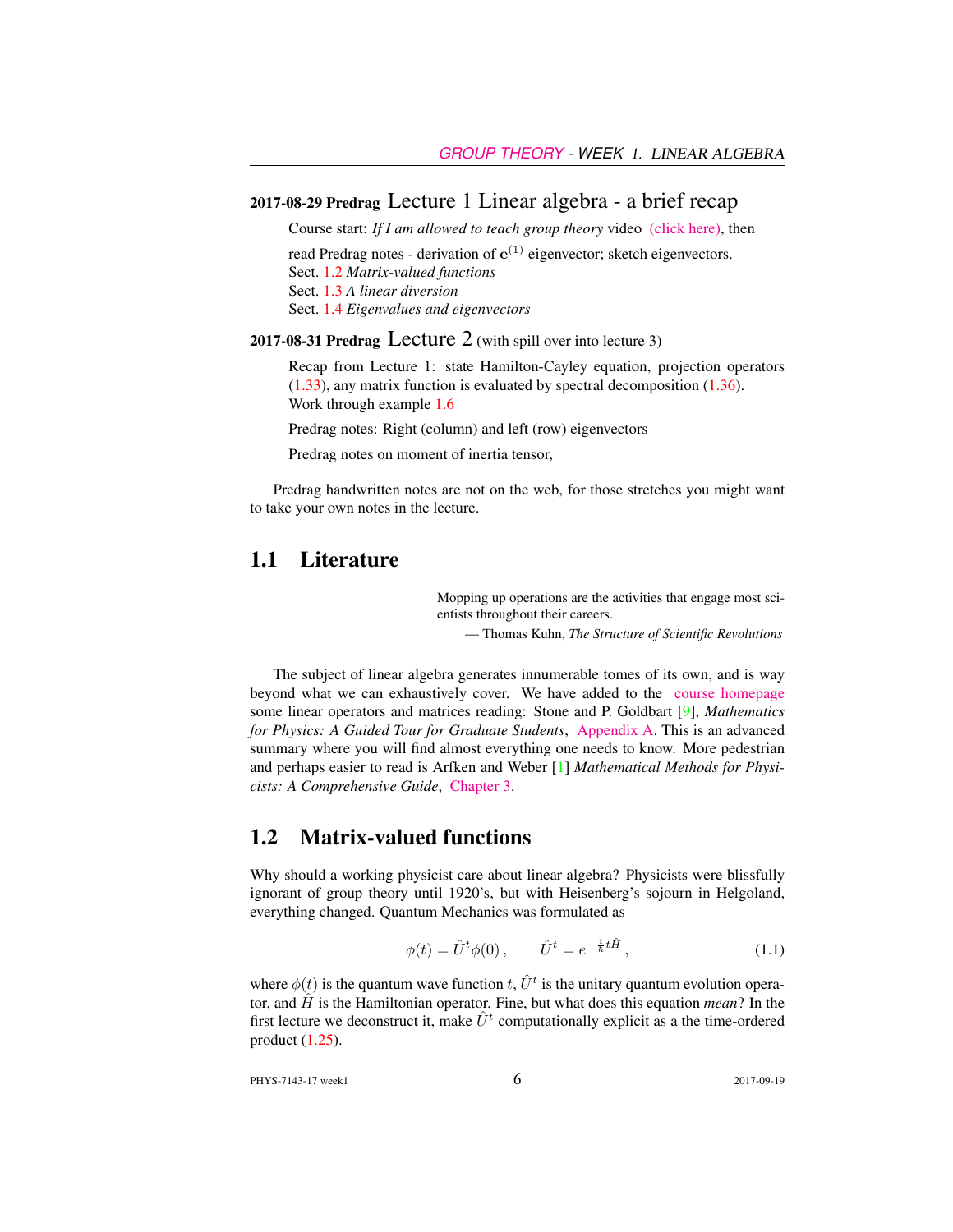**2017-08-29 Predrag** Lecture 1 Linear algebra - a brief recap

Course start: *If I am allowed to teach group theory* video (click here), then

read Predrag notes - derivation of $\mathbf{e}^{(1)}$ eigenvector; sketch eigenvectors.
Sect. 1.2 *Matrix-valued functions*
Sect. 1.3 *A linear diversion*
Sect. 1.4 *Eigenvalues and eigenvectors*

**2017-08-31 Predrag** Lecture 2 (with spill over into lecture 3)

Recap from Lecture 1: state Hamilton-Cayley equation, projection operators (1.33), any matrix function is evaluated by spectral decomposition (1.36).
Work through example 1.6

Predrag notes: Right (column) and left (row) eigenvectors

Predrag notes on moment of inertia tensor,

Predrag handwritten notes are not on the web, for those stretches you might want to take your own notes in the lecture.

## 1.1 Literature

> Mopping up operations are the activities that engage most scientists throughout their careers.
> — Thomas Kuhn, *The Structure of Scientific Revolutions*

The subject of linear algebra generates innumerable tomes of its own, and is way beyond what we can exhaustively cover. We have added to the course homepage some linear operators and matrices reading: Stone and P. Goldbart [9], *Mathematics for Physics: A Guided Tour for Graduate Students*, Appendix A. This is an advanced summary where you will find almost everything one needs to know. More pedestrian and perhaps easier to read is Arfken and Weber [1] *Mathematical Methods for Physicists: A Comprehensive Guide*, Chapter 3.

## 1.2 Matrix-valued functions

Why should a working physicist care about linear algebra? Physicists were blissfully ignorant of group theory until 1920's, but with Heisenberg's sojourn in Helgoland, everything changed. Quantum Mechanics was formulated as

$$\phi(t) = \hat{U}^t \phi(0) \,, \qquad \hat{U}^t = e^{-\frac{i}{\hbar} t \hat{H}} \,, \tag{1.1}$$

where $\phi(t)$ is the quantum wave function $t$, $\hat{U}^t$ is the unitary quantum evolution operator, and $\hat{H}$ is the Hamiltonian operator. Fine, but what does this equation *mean*? In the first lecture we deconstruct it, make $\hat{U}^t$ computationally explicit as a the time-ordered product (1.25).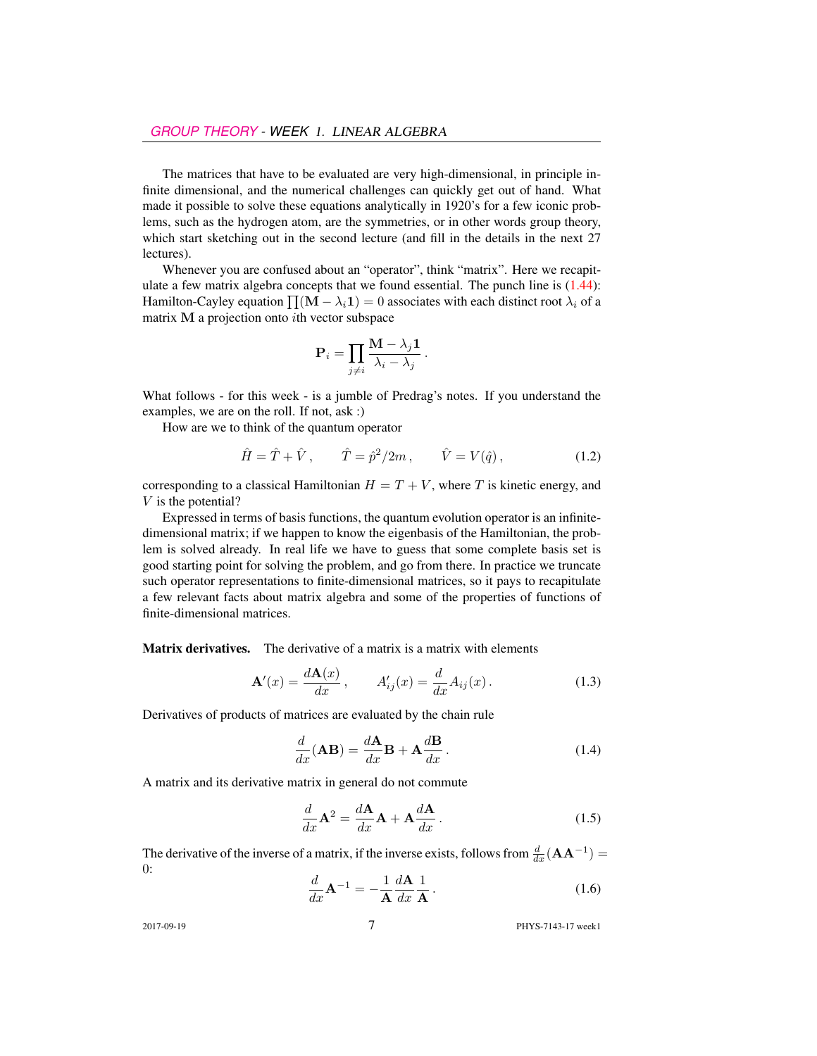The matrices that have to be evaluated are very high-dimensional, in principle infinite dimensional, and the numerical challenges can quickly get out of hand. What made it possible to solve these equations analytically in 1920's for a few iconic problems, such as the hydrogen atom, are the symmetries, or in other words group theory, which start sketching out in the second lecture (and fill in the details in the next 27 lectures).

Whenever you are confused about an "operator", think "matrix". Here we recapitulate a few matrix algebra concepts that we found essential. The punch line is (1.44): Hamilton-Cayley equation $\prod(\mathbf{M} - \lambda_i \mathbf{1}) = 0$ associates with each distinct root $\lambda_i$ of a matrix $\mathbf{M}$ a projection onto $i$th vector subspace

$$\mathbf{P}_i = \prod_{j \neq i} \frac{\mathbf{M} - \lambda_j \mathbf{1}}{\lambda_i - \lambda_j} .$$

What follows - for this week - is a jumble of Predrag's notes. If you understand the examples, we are on the roll. If not, ask :)

How are we to think of the quantum operator

$$\hat{H} = \hat{T} + \hat{V} , \qquad \hat{T} = \hat{p}^2/2m , \qquad \hat{V} = V(\hat{q}) , \tag{1.2}$$

corresponding to a classical Hamiltonian $H = T + V$, where $T$ is kinetic energy, and $V$ is the potential?

Expressed in terms of basis functions, the quantum evolution operator is an infinite-dimensional matrix; if we happen to know the eigenbasis of the Hamiltonian, the problem is solved already. In real life we have to guess that some complete basis set is good starting point for solving the problem, and go from there. In practice we truncate such operator representations to finite-dimensional matrices, so it pays to recapitulate a few relevant facts about matrix algebra and some of the properties of functions of finite-dimensional matrices.

**Matrix derivatives.** The derivative of a matrix is a matrix with elements

$$\mathbf{A}'(x) = \frac{d\mathbf{A}(x)}{dx} , \qquad A'_{ij}(x) = \frac{d}{dx} A_{ij}(x) . \tag{1.3}$$

Derivatives of products of matrices are evaluated by the chain rule

$$\frac{d}{dx}(\mathbf{AB}) = \frac{d\mathbf{A}}{dx}\mathbf{B} + \mathbf{A}\frac{d\mathbf{B}}{dx} . \tag{1.4}$$

A matrix and its derivative matrix in general do not commute

$$\frac{d}{dx}\mathbf{A}^2 = \frac{d\mathbf{A}}{dx}\mathbf{A} + \mathbf{A}\frac{d\mathbf{A}}{dx} . \tag{1.5}$$

The derivative of the inverse of a matrix, if the inverse exists, follows from $\frac{d}{dx}(\mathbf{A}\mathbf{A}^{-1}) = 0$:

$$\frac{d}{dx}\mathbf{A}^{-1} = -\frac{1}{\mathbf{A}}\frac{d\mathbf{A}}{dx}\frac{1}{\mathbf{A}} . \tag{1.6}$$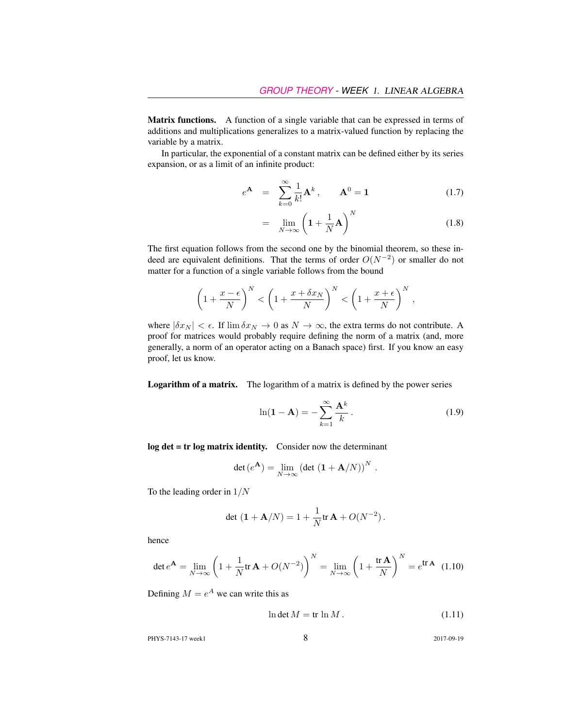**Matrix functions.** A function of a single variable that can be expressed in terms of additions and multiplications generalizes to a matrix-valued function by replacing the variable by a matrix.

In particular, the exponential of a constant matrix can be defined either by its series expansion, or as a limit of an infinite product:

$$e^{\mathbf{A}} = \sum_{k=0}^{\infty} \frac{1}{k!}\mathbf{A}^k , \qquad \mathbf{A}^0 = \mathbf{1} \tag{1.7}$$

$$= \lim_{N\to\infty} \left(\mathbf{1} + \frac{1}{N}\mathbf{A}\right)^N \tag{1.8}$$

The first equation follows from the second one by the binomial theorem, so these indeed are equivalent definitions. That the terms of order $O(N^{-2})$ or smaller do not matter for a function of a single variable follows from the bound

$$\left(1 + \frac{x-\epsilon}{N}\right)^N < \left(1 + \frac{x+\delta x_N}{N}\right)^N < \left(1 + \frac{x+\epsilon}{N}\right)^N ,$$

where $|\delta x_N| < \epsilon$. If $\lim \delta x_N \to 0$ as $N \to \infty$, the extra terms do not contribute. A proof for matrices would probably require defining the norm of a matrix (and, more generally, a norm of an operator acting on a Banach space) first. If you know an easy proof, let us know.

**Logarithm of a matrix.** The logarithm of a matrix is defined by the power series

$$\ln(\mathbf{1} - \mathbf{A}) = -\sum_{k=1}^{\infty} \frac{\mathbf{A}^k}{k} . \tag{1.9}$$

**log det = tr log matrix identity.** Consider now the determinant

$$\det\left(e^{\mathbf{A}}\right) = \lim_{N\to\infty} \left(\det\left(\mathbf{1} + \mathbf{A}/N\right)\right)^N .$$

To the leading order in $1/N$

$$\det\left(\mathbf{1} + \mathbf{A}/N\right) = 1 + \frac{1}{N}\mathrm{tr}\,\mathbf{A} + O(N^{-2}) .$$

hence

$$\det e^{\mathbf{A}} = \lim_{N\to\infty} \left(1 + \frac{1}{N}\mathrm{tr}\,\mathbf{A} + O(N^{-2})\right)^N = \lim_{N\to\infty} \left(1 + \frac{\mathrm{tr}\,\mathbf{A}}{N}\right)^N = e^{\mathrm{tr}\,\mathbf{A}} \tag{1.10}$$

Defining $M = e^A$ we can write this as

$$\ln \det M = \mathrm{tr}\, \ln M . \tag{1.11}$$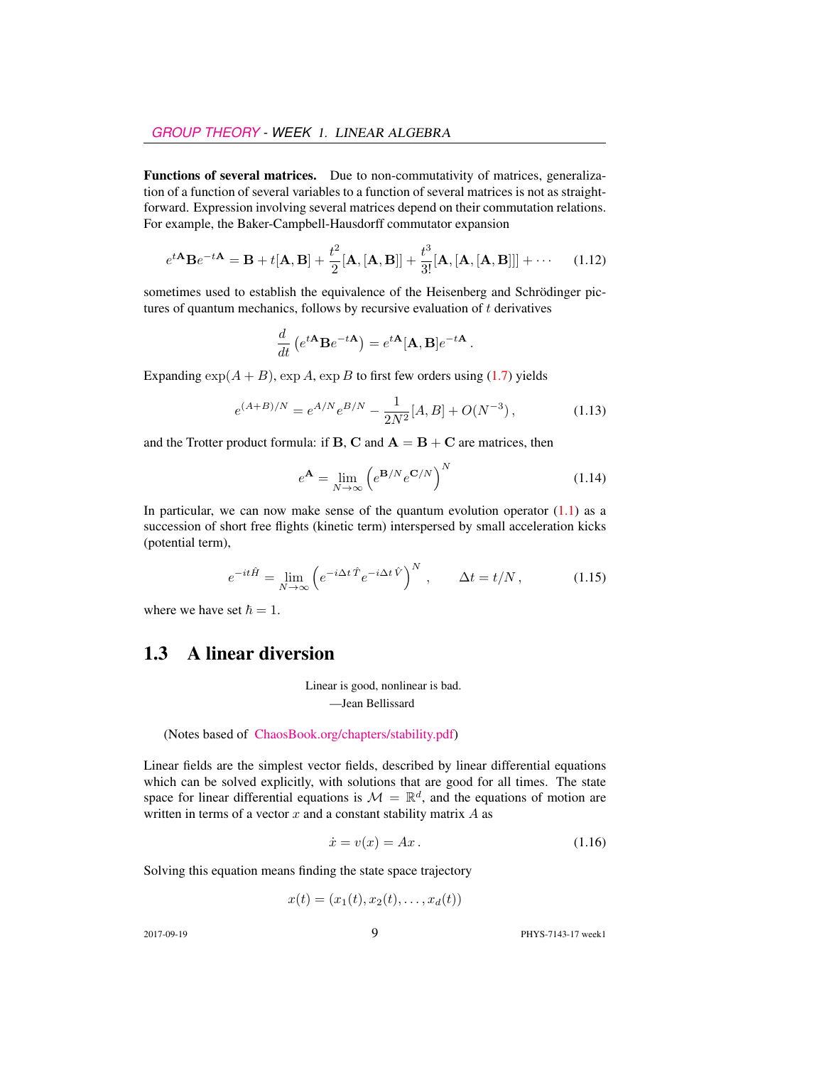**Functions of several matrices.** Due to non-commutativity of matrices, generalization of a function of several variables to a function of several matrices is not as straightforward. Expression involving several matrices depend on their commutation relations. For example, the Baker-Campbell-Hausdorff commutator expansion

$$e^{t\mathbf{A}}\mathbf{B}e^{-t\mathbf{A}} = \mathbf{B} + t[\mathbf{A},\mathbf{B}] + \frac{t^2}{2}[\mathbf{A},[\mathbf{A},\mathbf{B}]] + \frac{t^3}{3!}[\mathbf{A},[\mathbf{A},[\mathbf{A},\mathbf{B}]]] + \cdots \tag{1.12}$$

sometimes used to establish the equivalence of the Heisenberg and Schrödinger pictures of quantum mechanics, follows by recursive evaluation of $t$ derivatives

$$\frac{d}{dt}\left(e^{t\mathbf{A}}\mathbf{B}e^{-t\mathbf{A}}\right) = e^{t\mathbf{A}}[\mathbf{A},\mathbf{B}]e^{-t\mathbf{A}}\,.$$

Expanding $\exp(A+B)$, $\exp A$, $\exp B$ to first few orders using (1.7) yields

$$e^{(A+B)/N} = e^{A/N}e^{B/N} - \frac{1}{2N^2}[A,B] + O(N^{-3})\,, \tag{1.13}$$

and the Trotter product formula: if $\mathbf{B}$, $\mathbf{C}$ and $\mathbf{A} = \mathbf{B} + \mathbf{C}$ are matrices, then

$$e^{\mathbf{A}} = \lim_{N\to\infty}\left(e^{\mathbf{B}/N}e^{\mathbf{C}/N}\right)^N \tag{1.14}$$

In particular, we can now make sense of the quantum evolution operator (1.1) as a succession of short free flights (kinetic term) interspersed by small acceleration kicks (potential term),

$$e^{-it\hat{H}} = \lim_{N\to\infty}\left(e^{-i\Delta t\,\hat{T}}e^{-i\Delta t\,\hat{V}}\right)^N\,, \qquad \Delta t = t/N\,, \tag{1.15}$$

where we have set $\hbar = 1$.

## 1.3 A linear diversion

Linear is good, nonlinear is bad.
—Jean Bellissard

(Notes based of ChaosBook.org/chapters/stability.pdf)

Linear fields are the simplest vector fields, described by linear differential equations which can be solved explicitly, with solutions that are good for all times. The state space for linear differential equations is $\mathcal{M} = \mathbb{R}^d$, and the equations of motion are written in terms of a vector $x$ and a constant stability matrix $A$ as

$$\dot{x} = v(x) = Ax\,. \tag{1.16}$$

Solving this equation means finding the state space trajectory

$$x(t) = (x_1(t), x_2(t), \ldots, x_d(t))$$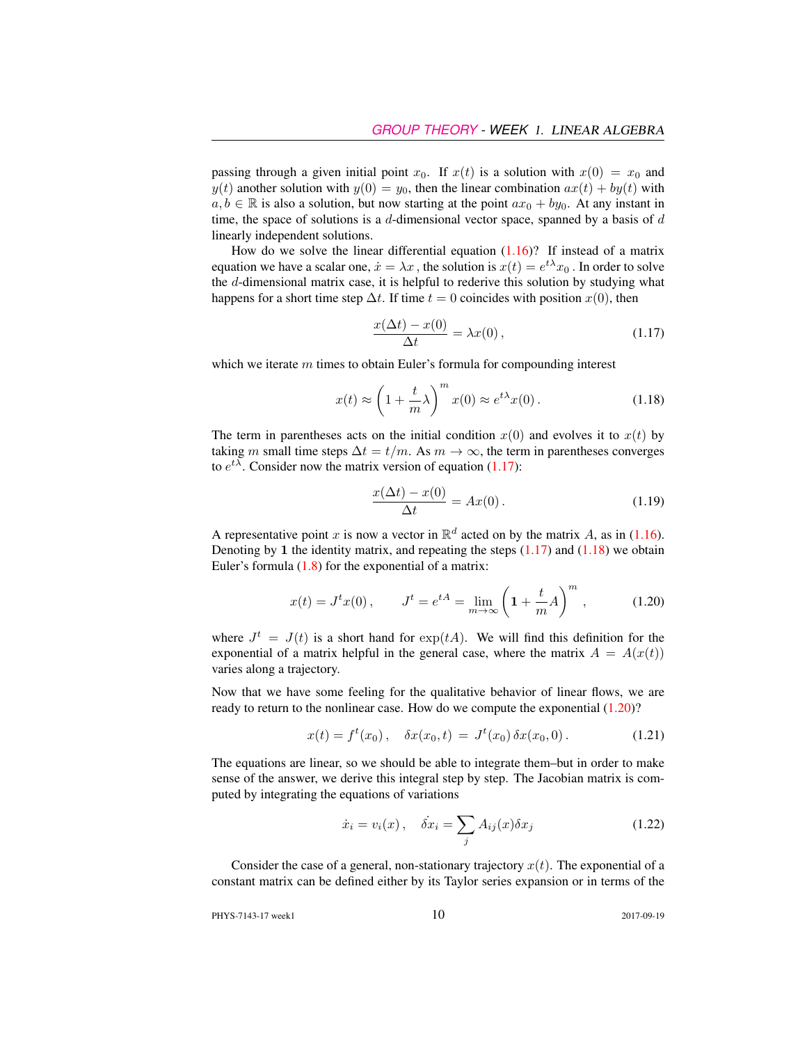passing through a given initial point $x_0$. If $x(t)$ is a solution with $x(0) = x_0$ and $y(t)$ another solution with $y(0) = y_0$, then the linear combination $ax(t) + by(t)$ with $a, b \in \mathbb{R}$ is also a solution, but now starting at the point $ax_0 + by_0$. At any instant in time, the space of solutions is a $d$-dimensional vector space, spanned by a basis of $d$ linearly independent solutions.

How do we solve the linear differential equation (1.16)? If instead of a matrix equation we have a scalar one, $\dot{x} = \lambda x$ , the solution is $x(t) = e^{t\lambda} x_0$ . In order to solve the $d$-dimensional matrix case, it is helpful to rederive this solution by studying what happens for a short time step $\Delta t$. If time $t = 0$ coincides with position $x(0)$, then

$$\frac{x(\Delta t) - x(0)}{\Delta t} = \lambda x(0)\,, \tag{1.17}$$

which we iterate $m$ times to obtain Euler's formula for compounding interest

$$x(t) \approx \left(1 + \frac{t}{m}\lambda\right)^m x(0) \approx e^{t\lambda} x(0)\,. \tag{1.18}$$

The term in parentheses acts on the initial condition $x(0)$ and evolves it to $x(t)$ by taking $m$ small time steps $\Delta t = t/m$. As $m \to \infty$, the term in parentheses converges to $e^{t\lambda}$. Consider now the matrix version of equation (1.17):

$$\frac{x(\Delta t) - x(0)}{\Delta t} = A x(0)\,. \tag{1.19}$$

A representative point $x$ is now a vector in $\mathbb{R}^d$ acted on by the matrix $A$, as in (1.16). Denoting by $\mathbf{1}$ the identity matrix, and repeating the steps (1.17) and (1.18) we obtain Euler's formula (1.8) for the exponential of a matrix:

$$x(t) = J^t x(0)\,, \qquad J^t = e^{tA} = \lim_{m\to\infty}\left(\mathbf{1} + \frac{t}{m}A\right)^m\,, \tag{1.20}$$

where $J^t = J(t)$ is a short hand for $\exp(tA)$. We will find this definition for the exponential of a matrix helpful in the general case, where the matrix $A = A(x(t))$ varies along a trajectory.

Now that we have some feeling for the qualitative behavior of linear flows, we are ready to return to the nonlinear case. How do we compute the exponential (1.20)?

$$x(t) = f^t(x_0)\,, \quad \delta x(x_0, t) \;=\; J^t(x_0)\,\delta x(x_0, 0)\,. \tag{1.21}$$

The equations are linear, so we should be able to integrate them–but in order to make sense of the answer, we derive this integral step by step. The Jacobian matrix is computed by integrating the equations of variations

$$\dot{x}_i = v_i(x)\,, \quad \dot{\delta x}_i = \sum_j A_{ij}(x)\delta x_j \tag{1.22}$$

Consider the case of a general, non-stationary trajectory $x(t)$. The exponential of a constant matrix can be defined either by its Taylor series expansion or in terms of the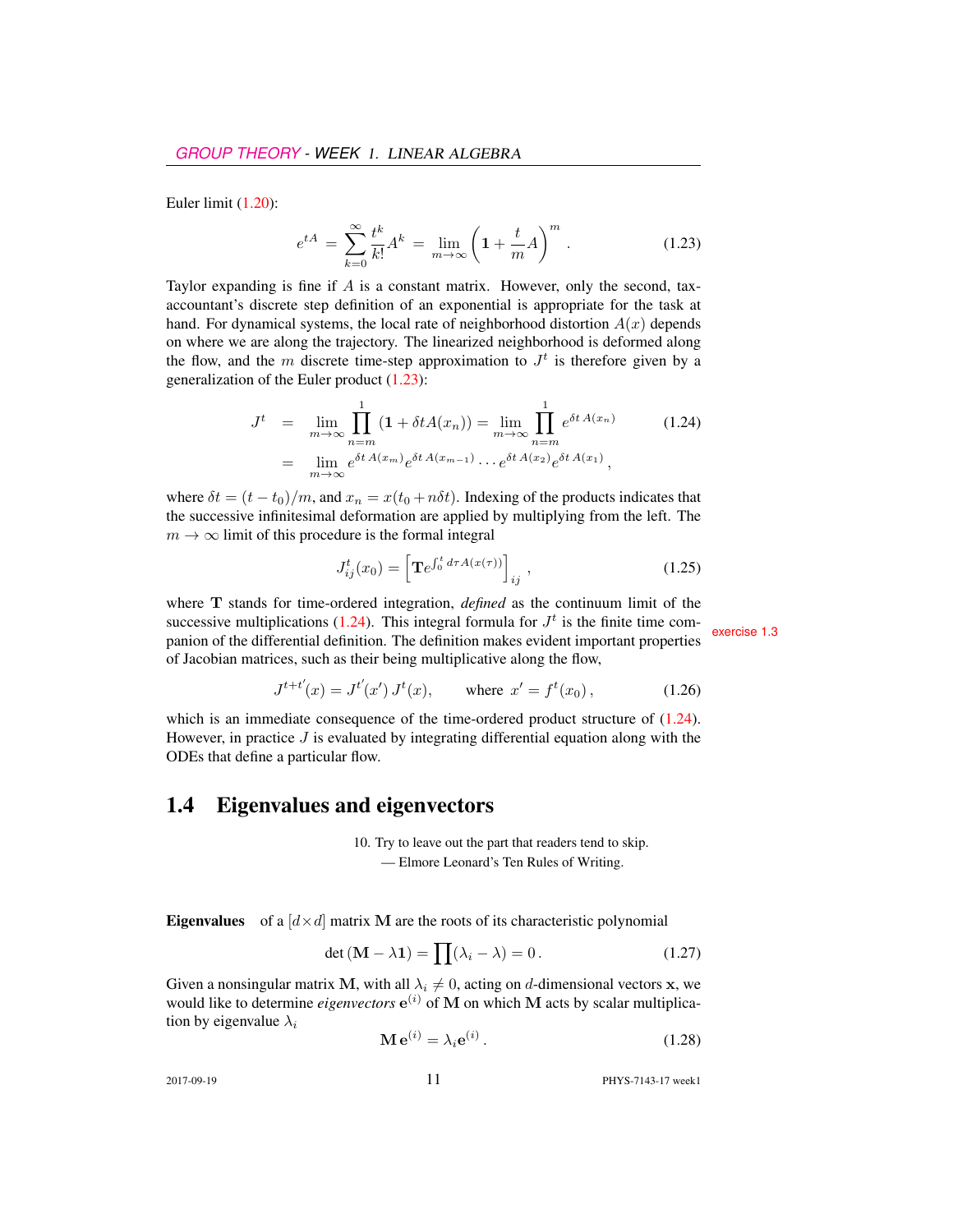Euler limit (1.20):

$$
e^{tA} = \sum_{k=0}^{\infty} \frac{t^k}{k!} A^k = \lim_{m\to\infty} \left( \mathbf{1} + \frac{t}{m} A \right)^m . \tag{1.23}
$$

Taylor expanding is fine if $A$ is a constant matrix. However, only the second, tax-accountant's discrete step definition of an exponential is appropriate for the task at hand. For dynamical systems, the local rate of neighborhood distortion $A(x)$ depends on where we are along the trajectory. The linearized neighborhood is deformed along the flow, and the $m$ discrete time-step approximation to $J^t$ is therefore given by a generalization of the Euler product (1.23):

$$
\begin{aligned}
J^t &= \lim_{m\to\infty} \prod_{n=m}^{1} (\mathbf{1} + \delta t A(x_n)) = \lim_{m\to\infty} \prod_{n=m}^{1} e^{\delta t\, A(x_n)} \\
&= \lim_{m\to\infty} e^{\delta t\, A(x_m)} e^{\delta t\, A(x_{m-1})} \cdots e^{\delta t\, A(x_2)} e^{\delta t\, A(x_1)} ,
\end{aligned} \tag{1.24}
$$

where $\delta t = (t - t_0)/m$, and $x_n = x(t_0 + n\delta t)$. Indexing of the products indicates that the successive infinitesimal deformation are applied by multiplying from the left. The $m \to \infty$ limit of this procedure is the formal integral

$$
J^t_{ij}(x_0) = \left[ \mathbf{T} e^{\int_0^t d\tau A(x(\tau))} \right]_{ij} , \tag{1.25}
$$

where $\mathbf{T}$ stands for time-ordered integration, *defined* as the continuum limit of the successive multiplications (1.24). This integral formula for $J^t$ is the finite time companion of the differential definition. The definition makes evident important properties of Jacobian matrices, such as their being multiplicative along the flow,

exercise 1.3

$$
J^{t+t'}(x) = J^{t'}(x')\, J^t(x), \qquad \text{where } x' = f^t(x_0) , \tag{1.26}
$$

which is an immediate consequence of the time-ordered product structure of (1.24). However, in practice $J$ is evaluated by integrating differential equation along with the ODEs that define a particular flow.

## 1.4 Eigenvalues and eigenvectors

10. Try to leave out the part that readers tend to skip.
— Elmore Leonard's Ten Rules of Writing.

**Eigenvalues** of a $[d\times d]$ matrix $\mathbf{M}$ are the roots of its characteristic polynomial

$$
\det(\mathbf{M} - \lambda \mathbf{1}) = \prod (\lambda_i - \lambda) = 0 . \tag{1.27}
$$

Given a nonsingular matrix $\mathbf{M}$, with all $\lambda_i \neq 0$, acting on $d$-dimensional vectors $\mathbf{x}$, we would like to determine *eigenvectors* $\mathbf{e}^{(i)}$ of $\mathbf{M}$ on which $\mathbf{M}$ acts by scalar multiplication by eigenvalue $\lambda_i$

$$
\mathbf{M}\, \mathbf{e}^{(i)} = \lambda_i \mathbf{e}^{(i)} . \tag{1.28}
$$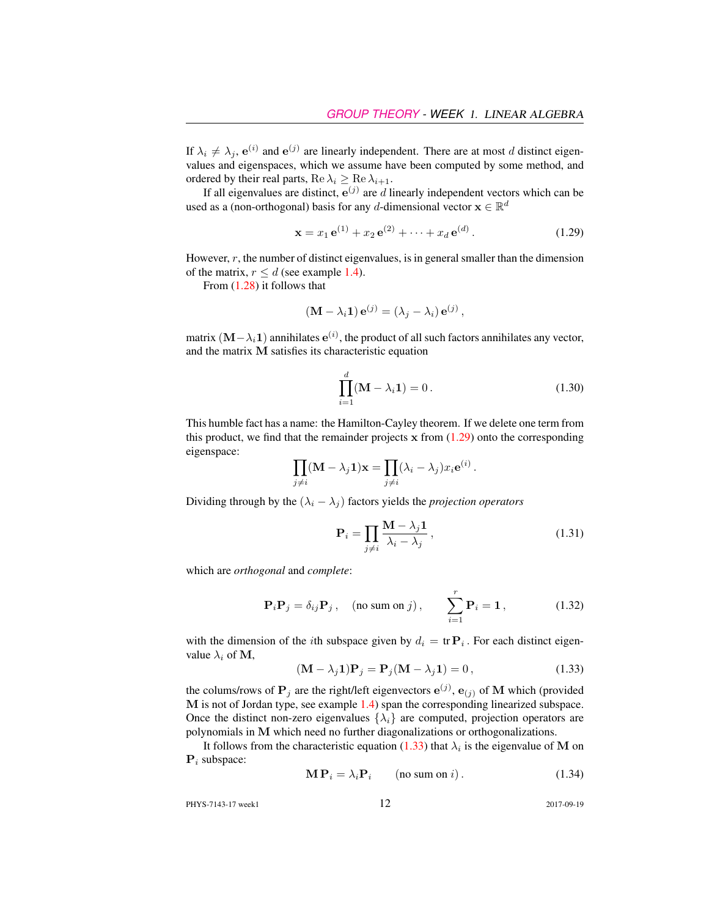If $\lambda_i \neq \lambda_j$, $\mathbf{e}^{(i)}$ and $\mathbf{e}^{(j)}$ are linearly independent. There are at most $d$ distinct eigenvalues and eigenspaces, which we assume have been computed by some method, and ordered by their real parts, $\mathrm{Re}\,\lambda_i \geq \mathrm{Re}\,\lambda_{i+1}$.

If all eigenvalues are distinct, $\mathbf{e}^{(j)}$ are $d$ linearly independent vectors which can be used as a (non-orthogonal) basis for any $d$-dimensional vector $\mathbf{x} \in \mathbb{R}^d$

$$\mathbf{x} = x_1\,\mathbf{e}^{(1)} + x_2\,\mathbf{e}^{(2)} + \cdots + x_d\,\mathbf{e}^{(d)}\,. \tag{1.29}$$

However, $r$, the number of distinct eigenvalues, is in general smaller than the dimension of the matrix, $r \leq d$ (see example 1.4).

From (1.28) it follows that

$$(\mathbf{M} - \lambda_i \mathbf{1})\,\mathbf{e}^{(j)} = (\lambda_j - \lambda_i)\,\mathbf{e}^{(j)}\,,$$

matrix $(\mathbf{M} - \lambda_i \mathbf{1})$ annihilates $\mathbf{e}^{(i)}$, the product of all such factors annihilates any vector, and the matrix $\mathbf{M}$ satisfies its characteristic equation

$$\prod_{i=1}^{d} (\mathbf{M} - \lambda_i \mathbf{1}) = 0\,. \tag{1.30}$$

This humble fact has a name: the Hamilton-Cayley theorem. If we delete one term from this product, we find that the remainder projects $\mathbf{x}$ from (1.29) onto the corresponding eigenspace:

$$\prod_{j \neq i} (\mathbf{M} - \lambda_j \mathbf{1})\mathbf{x} = \prod_{j \neq i} (\lambda_i - \lambda_j) x_i \mathbf{e}^{(i)}\,.$$

Dividing through by the $(\lambda_i - \lambda_j)$ factors yields the *projection operators*

$$\mathbf{P}_i = \prod_{j \neq i} \frac{\mathbf{M} - \lambda_j \mathbf{1}}{\lambda_i - \lambda_j}\,, \tag{1.31}$$

which are *orthogonal* and *complete*:

$$\mathbf{P}_i \mathbf{P}_j = \delta_{ij} \mathbf{P}_j\,, \quad (\text{no sum on } j)\,, \qquad \sum_{i=1}^{r} \mathbf{P}_i = \mathbf{1}\,, \tag{1.32}$$

with the dimension of the $i$th subspace given by $d_i = \mathrm{tr}\,\mathbf{P}_i$. For each distinct eigenvalue $\lambda_i$ of $\mathbf{M}$,

$$(\mathbf{M} - \lambda_j \mathbf{1})\mathbf{P}_j = \mathbf{P}_j (\mathbf{M} - \lambda_j \mathbf{1}) = 0\,, \tag{1.33}$$

the colums/rows of $\mathbf{P}_j$ are the right/left eigenvectors $\mathbf{e}^{(j)}$, $\mathbf{e}_{(j)}$ of $\mathbf{M}$ which (provided $\mathbf{M}$ is not of Jordan type, see example 1.4) span the corresponding linearized subspace.

Once the distinct non-zero eigenvalues $\{\lambda_i\}$ are computed, projection operators are polynomials in $\mathbf{M}$ which need no further diagonalizations or orthogonalizations.

It follows from the characteristic equation (1.33) that $\lambda_i$ is the eigenvalue of $\mathbf{M}$ on $\mathbf{P}_i$ subspace:

$$\mathbf{M}\,\mathbf{P}_i = \lambda_i \mathbf{P}_i \qquad (\text{no sum on } i)\,. \tag{1.34}$$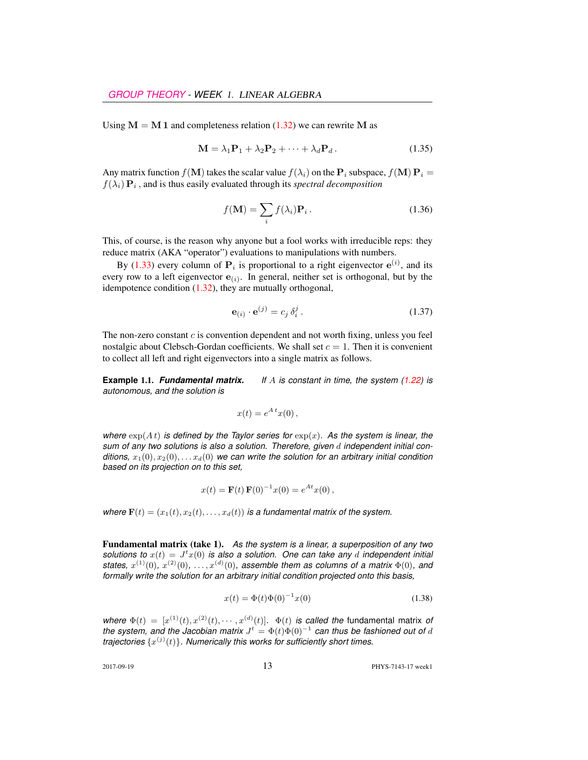Using $\mathbf{M} = \mathbf{M}\,\mathbf{1}$ and completeness relation (1.32) we can rewrite $\mathbf{M}$ as

$$\mathbf{M} = \lambda_1 \mathbf{P}_1 + \lambda_2 \mathbf{P}_2 + \cdots + \lambda_d \mathbf{P}_d \,. \tag{1.35}$$

Any matrix function $f(\mathbf{M})$ takes the scalar value $f(\lambda_i)$ on the $\mathbf{P}_i$ subspace, $f(\mathbf{M})\,\mathbf{P}_i = f(\lambda_i)\,\mathbf{P}_i$ , and is thus easily evaluated through its *spectral decomposition*

$$f(\mathbf{M}) = \sum_i f(\lambda_i) \mathbf{P}_i \,. \tag{1.36}$$

This, of course, is the reason why anyone but a fool works with irreducible reps: they reduce matrix (AKA "operator") evaluations to manipulations with numbers.

By (1.33) every column of $\mathbf{P}_i$ is proportional to a right eigenvector $\mathbf{e}^{(i)}$, and its every row to a left eigenvector $\mathbf{e}_{(i)}$. In general, neither set is orthogonal, but by the idempotence condition (1.32), they are mutually orthogonal,

$$\mathbf{e}_{(i)} \cdot \mathbf{e}^{(j)} = c_j \, \delta_i^j \,. \tag{1.37}$$

The non-zero constant $c$ is convention dependent and not worth fixing, unless you feel nostalgic about Clebsch-Gordan coefficients. We shall set $c = 1$. Then it is convenient to collect all left and right eigenvectors into a single matrix as follows.

**Example 1.1.** ***Fundamental matrix.*** *If $A$ is constant in time, the system (1.22) is autonomous, and the solution is*

$$x(t) = e^{A\,t} x(0) \,,$$

*where $\exp(A\,t)$ is defined by the Taylor series for $\exp(x)$. As the system is linear, the sum of any two solutions is also a solution. Therefore, given $d$ independent initial conditions, $x_1(0), x_2(0), \ldots x_d(0)$ we can write the solution for an arbitrary initial condition based on its projection on to this set,*

$$x(t) = \mathbf{F}(t)\,\mathbf{F}(0)^{-1} x(0) = e^{At} x(0) \,,$$

*where $\mathbf{F}(t) = (x_1(t), x_2(t), \ldots, x_d(t))$ is a fundamental matrix of the system.*

**Fundamental matrix (take 1).** *As the system is a linear, a superposition of any two solutions to $x(t) = J^t x(0)$ is also a solution. One can take any $d$ independent initial states, $x^{(1)}(0)$, $x^{(2)}(0)$, $\ldots$, $x^{(d)}(0)$, assemble them as columns of a matrix $\Phi(0)$, and formally write the solution for an arbitrary initial condition projected onto this basis,*

$$x(t) = \Phi(t)\Phi(0)^{-1} x(0) \tag{1.38}$$

*where $\Phi(t) = [x^{(1)}(t), x^{(2)}(t), \cdots, x^{(d)}(t)]$. $\Phi(t)$ is called the* fundamental matrix *of the system, and the Jacobian matrix $J^t = \Phi(t)\Phi(0)^{-1}$ can thus be fashioned out of $d$ trajectories $\{x^{(j)}(t)\}$. Numerically this works for sufficiently short times.*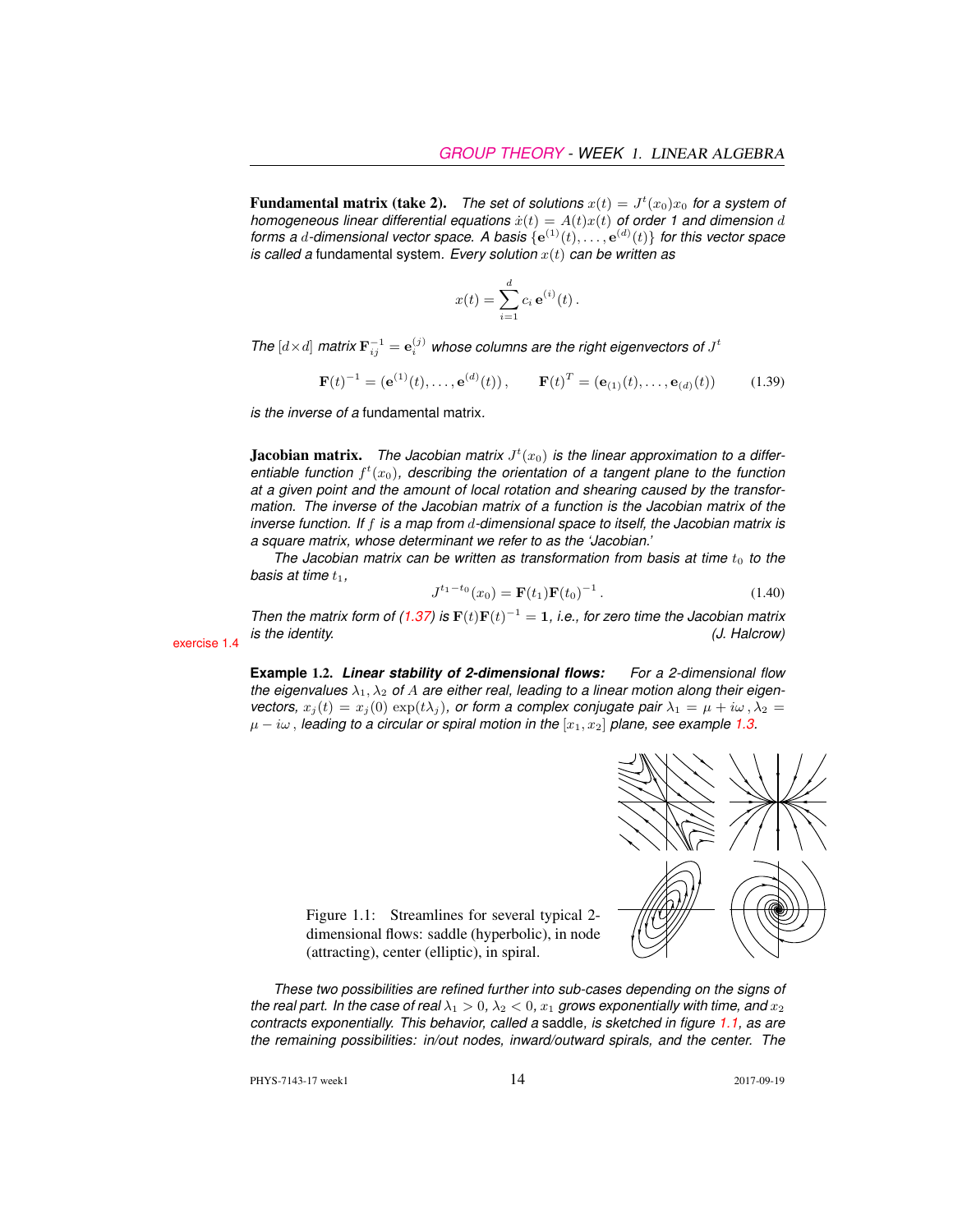**Fundamental matrix (take 2).** *The set of solutions $x(t) = J^t(x_0)x_0$ for a system of homogeneous linear differential equations $\dot{x}(t) = A(t)x(t)$ of order 1 and dimension $d$ forms a $d$-dimensional vector space. A basis $\{\mathbf{e}^{(1)}(t), \ldots, \mathbf{e}^{(d)}(t)\}$ for this vector space is called a* fundamental system. *Every solution $x(t)$ can be written as*

$$x(t) = \sum_{i=1}^{d} c_i \, \mathbf{e}^{(i)}(t) \,.$$

*The $[d \times d]$ matrix $\mathbf{F}_{ij}^{-1} = \mathbf{e}_i^{(j)}$ whose columns are the right eigenvectors of $J^t$*

$$\mathbf{F}(t)^{-1} = (\mathbf{e}^{(1)}(t), \ldots, \mathbf{e}^{(d)}(t)) \,, \qquad \mathbf{F}(t)^T = (\mathbf{e}_{(1)}(t), \ldots, \mathbf{e}_{(d)}(t)) \tag{1.39}$$

*is the inverse of a* fundamental matrix.

**Jacobian matrix.** *The Jacobian matrix $J^t(x_0)$ is the linear approximation to a differentiable function $f^t(x_0)$, describing the orientation of a tangent plane to the function at a given point and the amount of local rotation and shearing caused by the transformation. The inverse of the Jacobian matrix of a function is the Jacobian matrix of the inverse function. If $f$ is a map from $d$-dimensional space to itself, the Jacobian matrix is a square matrix, whose determinant we refer to as the 'Jacobian.'*

*The Jacobian matrix can be written as transformation from basis at time $t_0$ to the basis at time $t_1$,*

$$J^{t_1 - t_0}(x_0) = \mathbf{F}(t_1)\mathbf{F}(t_0)^{-1} \,. \tag{1.40}$$

*Then the matrix form of (1.37) is $\mathbf{F}(t)\mathbf{F}(t)^{-1} = \mathbf{1}$, i.e., for zero time the Jacobian matrix is the identity.* *(J. Halcrow)*

exercise 1.4

**Example 1.2.** ***Linear stability of 2-dimensional flows:*** *For a 2-dimensional flow the eigenvalues $\lambda_1, \lambda_2$ of $A$ are either real, leading to a linear motion along their eigenvectors, $x_j(t) = x_j(0) \exp(t\lambda_j)$, or form a complex conjugate pair $\lambda_1 = \mu + i\omega \,, \lambda_2 = \mu - i\omega \,,$ leading to a circular or spiral motion in the $[x_1, x_2]$ plane, see example 1.3.*

Figure 1.1: Streamlines for several typical 2-dimensional flows: saddle (hyperbolic), in node (attracting), center (elliptic), in spiral.

*These two possibilities are refined further into sub-cases depending on the signs of the real part. In the case of real $\lambda_1 > 0$, $\lambda_2 < 0$, $x_1$ grows exponentially with time, and $x_2$ contracts exponentially. This behavior, called a* saddle*, is sketched in figure 1.1, as are the remaining possibilities: in/out nodes, inward/outward spirals, and the center. The*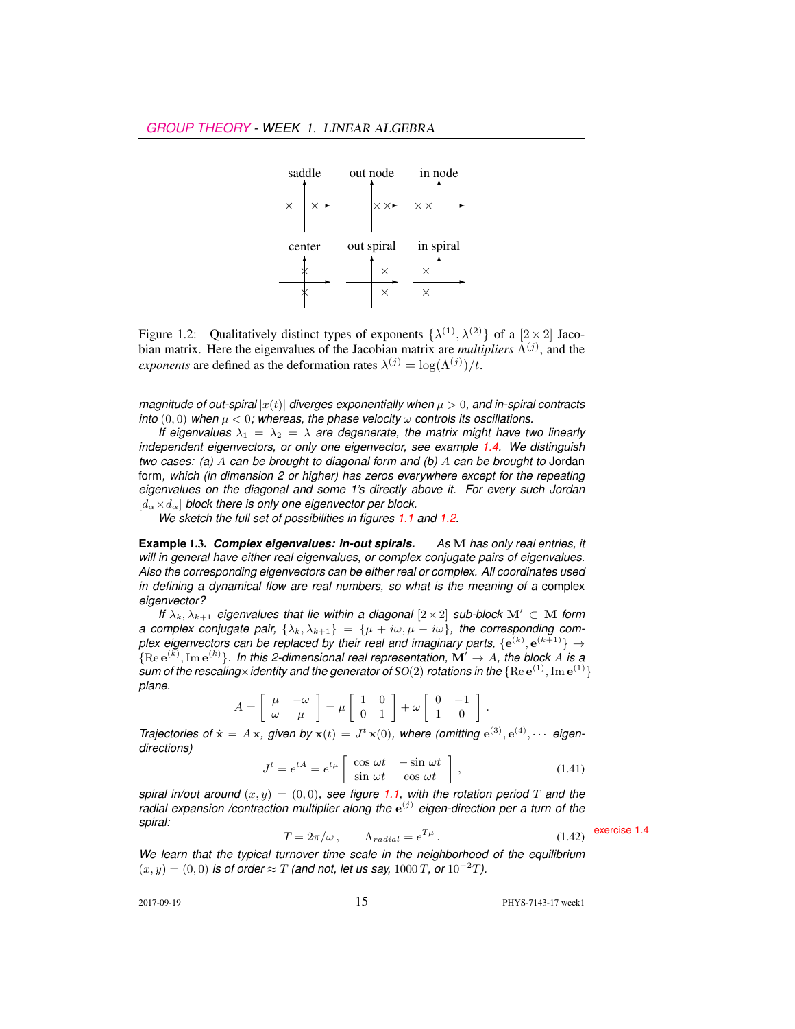saddle

out node

in node

center

out spiral

in spiral

Figure 1.2: Qualitatively distinct types of exponents $\{\lambda^{(1)}, \lambda^{(2)}\}$ of a $[2\times 2]$ Jacobian matrix. Here the eigenvalues of the Jacobian matrix are *multipliers* $\Lambda^{(j)}$, and the *exponents* are defined as the deformation rates $\lambda^{(j)} = \log(\Lambda^{(j)})/t$.

*magnitude of out-spiral $|x(t)|$ diverges exponentially when $\mu > 0$, and in-spiral contracts into $(0,0)$ when $\mu < 0$; whereas, the phase velocity $\omega$ controls its oscillations.*

*If eigenvalues $\lambda_1 = \lambda_2 = \lambda$ are degenerate, the matrix might have two linearly independent eigenvectors, or only one eigenvector, see example 1.4. We distinguish two cases: (a) $A$ can be brought to diagonal form and (b) $A$ can be brought to* Jordan form*, which (in dimension 2 or higher) has zeros everywhere except for the repeating eigenvalues on the diagonal and some 1's directly above it. For every such Jordan $[d_\alpha \times d_\alpha]$ block there is only one eigenvector per block.*

*We sketch the full set of possibilities in figures 1.1 and 1.2.*

**Example 1.3.** ***Complex eigenvalues: in-out spirals.*** *As $\mathbf{M}$ has only real entries, it will in general have either real eigenvalues, or complex conjugate pairs of eigenvalues. Also the corresponding eigenvectors can be either real or complex. All coordinates used in defining a dynamical flow are real numbers, so what is the meaning of a* complex *eigenvector?*

*If $\lambda_k, \lambda_{k+1}$ eigenvalues that lie within a diagonal $[2\times 2]$ sub-block $\mathbf{M}' \subset \mathbf{M}$ form a complex conjugate pair, $\{\lambda_k, \lambda_{k+1}\} = \{\mu + i\omega, \mu - i\omega\}$, the corresponding complex eigenvectors can be replaced by their real and imaginary parts, $\{\mathbf{e}^{(k)}, \mathbf{e}^{(k+1)}\} \rightarrow \{\mathrm{Re}\,\mathbf{e}^{(k)}, \mathrm{Im}\,\mathbf{e}^{(k)}\}$. In this 2-dimensional real representation, $\mathbf{M}' \rightarrow A$, the block $A$ is a sum of the rescaling×identity and the generator of $SO(2)$ rotations in the $\{\mathrm{Re}\,\mathbf{e}^{(1)}, \mathrm{Im}\,\mathbf{e}^{(1)}\}$ plane.*

$$A = \begin{bmatrix} \mu & -\omega \\ \omega & \mu \end{bmatrix} = \mu \begin{bmatrix} 1 & 0 \\ 0 & 1 \end{bmatrix} + \omega \begin{bmatrix} 0 & -1 \\ 1 & 0 \end{bmatrix}.$$

*Trajectories of $\dot{\mathbf{x}} = A\,\mathbf{x}$, given by $\mathbf{x}(t) = J^t\,\mathbf{x}(0)$, where (omitting $\mathbf{e}^{(3)}, \mathbf{e}^{(4)}, \cdots$ eigen-directions)*

$$J^t = e^{tA} = e^{t\mu} \begin{bmatrix} \cos\,\omega t & -\sin\,\omega t \\ \sin\,\omega t & \cos\,\omega t \end{bmatrix}, \tag{1.41}$$

*spiral in/out around $(x, y) = (0, 0)$, see figure 1.1, with the rotation period $T$ and the radial expansion /contraction multiplier along the $\mathbf{e}^{(j)}$ eigen-direction per a turn of the spiral:*

exercise 1.4

$$T = 2\pi/\omega\,, \qquad \Lambda_{radial} = e^{T\mu}\,. \tag{1.42}$$

*We learn that the typical turnover time scale in the neighborhood of the equilibrium $(x, y) = (0, 0)$ is of order $\approx T$ (and not, let us say, $1000\,T$, or $10^{-2}T$).*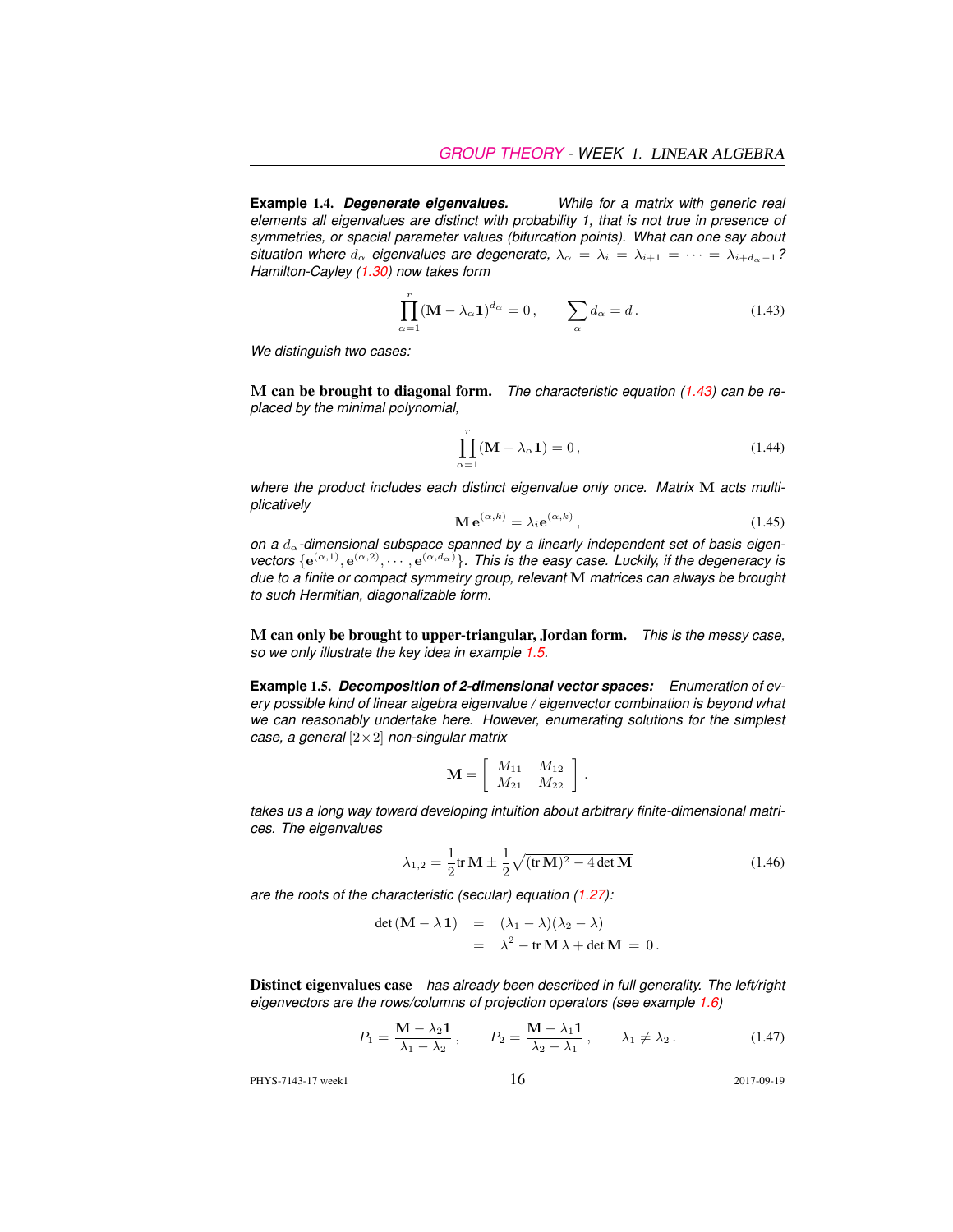**Example 1.4.** ***Degenerate eigenvalues.*** *While for a matrix with generic real elements all eigenvalues are distinct with probability 1, that is not true in presence of symmetries, or spacial parameter values (bifurcation points). What can one say about situation where $d_\alpha$ eigenvalues are degenerate, $\lambda_\alpha = \lambda_i = \lambda_{i+1} = \cdots = \lambda_{i+d_\alpha - 1}$? Hamilton-Cayley (1.30) now takes form*

$$\prod_{\alpha=1}^{r} (\mathbf{M} - \lambda_\alpha \mathbf{1})^{d_\alpha} = 0\,, \qquad \sum_\alpha d_\alpha = d\,. \tag{1.43}$$

*We distinguish two cases:*

**M can be brought to diagonal form.** *The characteristic equation (1.43) can be replaced by the minimal polynomial,*

$$\prod_{\alpha=1}^{r} (\mathbf{M} - \lambda_\alpha \mathbf{1}) = 0\,, \tag{1.44}$$

*where the product includes each distinct eigenvalue only once. Matrix $\mathbf{M}$ acts multiplicatively*

$$\mathbf{M}\,\mathbf{e}^{(\alpha,k)} = \lambda_i \mathbf{e}^{(\alpha,k)}\,, \tag{1.45}$$

*on a $d_\alpha$-dimensional subspace spanned by a linearly independent set of basis eigenvectors $\{\mathbf{e}^{(\alpha,1)}, \mathbf{e}^{(\alpha,2)}, \cdots, \mathbf{e}^{(\alpha,d_\alpha)}\}$. This is the easy case. Luckily, if the degeneracy is due to a finite or compact symmetry group, relevant $\mathbf{M}$ matrices can always be brought to such Hermitian, diagonalizable form.*

**M can only be brought to upper-triangular, Jordan form.** *This is the messy case, so we only illustrate the key idea in example 1.5.*

**Example 1.5.** ***Decomposition of 2-dimensional vector spaces:*** *Enumeration of every possible kind of linear algebra eigenvalue / eigenvector combination is beyond what we can reasonably undertake here. However, enumerating solutions for the simplest case, a general $[2\times2]$ non-singular matrix*

$$\mathbf{M} = \begin{bmatrix} M_{11} & M_{12} \\ M_{21} & M_{22} \end{bmatrix}.$$

*takes us a long way toward developing intuition about arbitrary finite-dimensional matrices. The eigenvalues*

$$\lambda_{1,2} = \frac{1}{2}\mathrm{tr}\,\mathbf{M} \pm \frac{1}{2}\sqrt{(\mathrm{tr}\,\mathbf{M})^2 - 4\det\mathbf{M}} \tag{1.46}$$

*are the roots of the characteristic (secular) equation (1.27):*

$$\begin{aligned} \det(\mathbf{M} - \lambda\,\mathbf{1}) &= (\lambda_1 - \lambda)(\lambda_2 - \lambda) \\ &= \lambda^2 - \mathrm{tr}\,\mathbf{M}\,\lambda + \det\mathbf{M} \;=\; 0\,. \end{aligned}$$

**Distinct eigenvalues case** *has already been described in full generality. The left/right eigenvectors are the rows/columns of projection operators (see example 1.6)*

$$P_1 = \frac{\mathbf{M} - \lambda_2\mathbf{1}}{\lambda_1 - \lambda_2}\,, \qquad P_2 = \frac{\mathbf{M} - \lambda_1\mathbf{1}}{\lambda_2 - \lambda_1}\,, \qquad \lambda_1 \neq \lambda_2\,. \tag{1.47}$$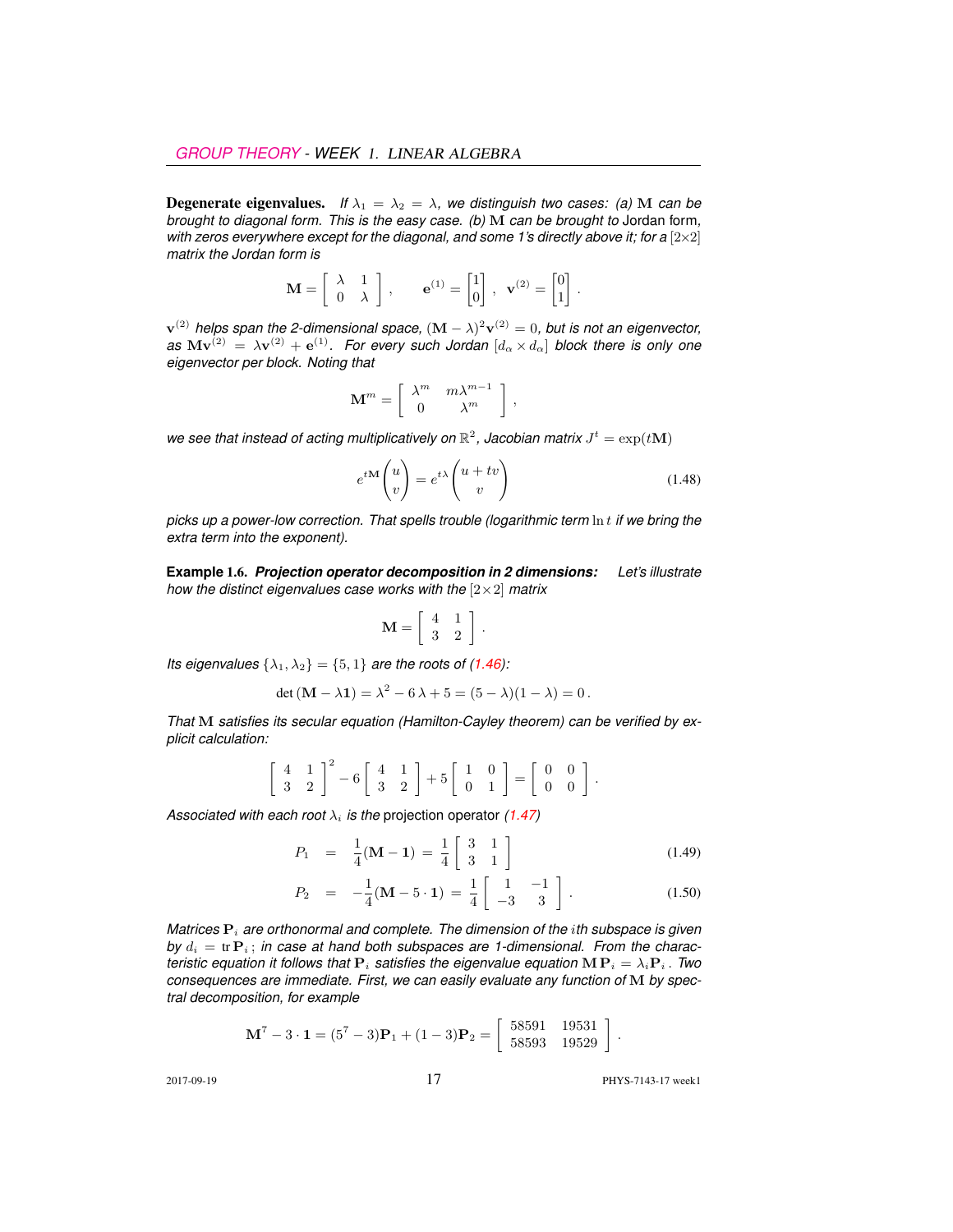**Degenerate eigenvalues.** *If $\lambda_1 = \lambda_2 = \lambda$, we distinguish two cases: (a) $\mathbf{M}$ can be brought to diagonal form. This is the easy case. (b) $\mathbf{M}$ can be brought to* Jordan form*, with zeros everywhere except for the diagonal, and some 1's directly above it; for a $[2\times2]$ matrix the Jordan form is*

$$\mathbf{M} = \begin{bmatrix} \lambda & 1 \\ 0 & \lambda \end{bmatrix}, \qquad \mathbf{e}^{(1)} = \begin{bmatrix} 1 \\ 0 \end{bmatrix}, \; \mathbf{v}^{(2)} = \begin{bmatrix} 0 \\ 1 \end{bmatrix}.$$

*$\mathbf{v}^{(2)}$ helps span the 2-dimensional space, $(\mathbf{M}-\lambda)^2\mathbf{v}^{(2)} = 0$, but is not an eigenvector, as $\mathbf{M}\mathbf{v}^{(2)} = \lambda\mathbf{v}^{(2)} + \mathbf{e}^{(1)}$. For every such Jordan $[d_\alpha \times d_\alpha]$ block there is only one eigenvector per block. Noting that*

$$\mathbf{M}^m = \begin{bmatrix} \lambda^m & m\lambda^{m-1} \\ 0 & \lambda^m \end{bmatrix},$$

*we see that instead of acting multiplicatively on $\mathbb{R}^2$, Jacobian matrix $J^t = \exp(t\mathbf{M})$*

$$e^{t\mathbf{M}} \begin{pmatrix} u \\ v \end{pmatrix} = e^{t\lambda} \begin{pmatrix} u + tv \\ v \end{pmatrix} \tag{1.48}$$

*picks up a power-low correction. That spells trouble (logarithmic term $\ln t$ if we bring the extra term into the exponent).*

**Example 1.6.** ***Projection operator decomposition in 2 dimensions:*** *Let's illustrate how the distinct eigenvalues case works with the $[2\times2]$ matrix*

$$\mathbf{M} = \begin{bmatrix} 4 & 1 \\ 3 & 2 \end{bmatrix}.$$

*Its eigenvalues $\{\lambda_1, \lambda_2\} = \{5, 1\}$ are the roots of (1.46):*

$$\det(\mathbf{M} - \lambda\mathbf{1}) = \lambda^2 - 6\,\lambda + 5 = (5-\lambda)(1-\lambda) = 0\,.$$

*That $\mathbf{M}$ satisfies its secular equation (Hamilton-Cayley theorem) can be verified by explicit calculation:*

$$\begin{bmatrix} 4 & 1 \\ 3 & 2 \end{bmatrix}^2 - 6 \begin{bmatrix} 4 & 1 \\ 3 & 2 \end{bmatrix} + 5 \begin{bmatrix} 1 & 0 \\ 0 & 1 \end{bmatrix} = \begin{bmatrix} 0 & 0 \\ 0 & 0 \end{bmatrix}.$$

*Associated with each root $\lambda_i$ is the* projection operator *(1.47)*

$$P_1 \;=\; \frac{1}{4}(\mathbf{M} - \mathbf{1}) \;=\; \frac{1}{4} \begin{bmatrix} 3 & 1 \\ 3 & 1 \end{bmatrix} \tag{1.49}$$

$$P_2 \;=\; -\frac{1}{4}(\mathbf{M} - 5\cdot\mathbf{1}) \;=\; \frac{1}{4} \begin{bmatrix} 1 & -1 \\ -3 & 3 \end{bmatrix}. \tag{1.50}$$

*Matrices $\mathbf{P}_i$ are orthonormal and complete. The dimension of the $i$th subspace is given by $d_i = \operatorname{tr}\mathbf{P}_i$; in case at hand both subspaces are 1-dimensional. From the characteristic equation it follows that $\mathbf{P}_i$ satisfies the eigenvalue equation $\mathbf{M}\,\mathbf{P}_i = \lambda_i\mathbf{P}_i$. Two consequences are immediate. First, we can easily evaluate any function of $\mathbf{M}$ by spectral decomposition, for example*

$$\mathbf{M}^7 - 3\cdot\mathbf{1} = (5^7 - 3)\mathbf{P}_1 + (1-3)\mathbf{P}_2 = \begin{bmatrix} 58591 & 19531 \\ 58593 & 19529 \end{bmatrix}.$$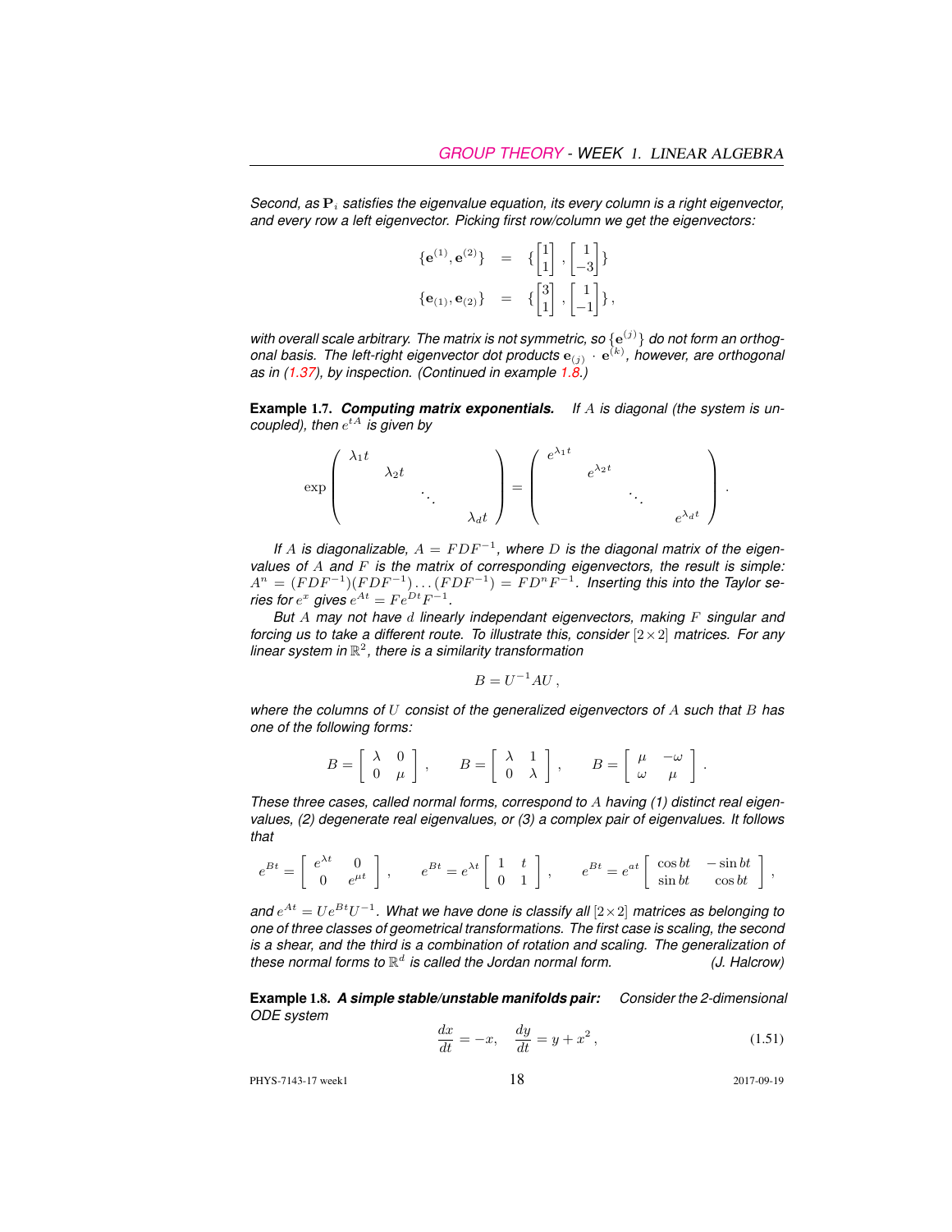*Second, as $\mathbf{P}_i$ satisfies the eigenvalue equation, its every column is a right eigenvector, and every row a left eigenvector. Picking first row/column we get the eigenvectors:*

$$\begin{aligned}
\{\mathbf{e}^{(1)}, \mathbf{e}^{(2)}\} &= \{\begin{bmatrix}1\\1\end{bmatrix}, \begin{bmatrix}1\\-3\end{bmatrix}\} \\
\{\mathbf{e}_{(1)}, \mathbf{e}_{(2)}\} &= \{\begin{bmatrix}3\\1\end{bmatrix}, \begin{bmatrix}1\\-1\end{bmatrix}\},
\end{aligned}$$

*with overall scale arbitrary. The matrix is not symmetric, so $\{\mathbf{e}^{(j)}\}$ do not form an orthogonal basis. The left-right eigenvector dot products $\mathbf{e}_{(j)} \cdot \mathbf{e}^{(k)}$, however, are orthogonal as in (1.37), by inspection. (Continued in example 1.8.)*

**Example 1.7.** ***Computing matrix exponentials.*** *If $A$ is diagonal (the system is uncoupled), then $e^{tA}$ is given by*

$$\exp\begin{pmatrix} \lambda_1 t & & & \\ & \lambda_2 t & & \\ & & \ddots & \\ & & & \lambda_d t \end{pmatrix} = \begin{pmatrix} e^{\lambda_1 t} & & & \\ & e^{\lambda_2 t} & & \\ & & \ddots & \\ & & & e^{\lambda_d t} \end{pmatrix}.$$

*If $A$ is diagonalizable, $A = FDF^{-1}$, where $D$ is the diagonal matrix of the eigenvalues of $A$ and $F$ is the matrix of corresponding eigenvectors, the result is simple: $A^n = (FDF^{-1})(FDF^{-1})\ldots(FDF^{-1}) = FD^nF^{-1}$. Inserting this into the Taylor series for $e^x$ gives $e^{At} = Fe^{Dt}F^{-1}$.*

*But $A$ may not have $d$ linearly independant eigenvectors, making $F$ singular and forcing us to take a different route. To illustrate this, consider $[2\times2]$ matrices. For any linear system in $\mathbb{R}^2$, there is a similarity transformation*

$$B = U^{-1}AU\,,$$

*where the columns of $U$ consist of the generalized eigenvectors of $A$ such that $B$ has one of the following forms:*

$$B = \begin{bmatrix} \lambda & 0 \\ 0 & \mu \end{bmatrix}, \qquad B = \begin{bmatrix} \lambda & 1 \\ 0 & \lambda \end{bmatrix}, \qquad B = \begin{bmatrix} \mu & -\omega \\ \omega & \mu \end{bmatrix}.$$

*These three cases, called normal forms, correspond to $A$ having (1) distinct real eigenvalues, (2) degenerate real eigenvalues, or (3) a complex pair of eigenvalues. It follows that*

$$e^{Bt} = \begin{bmatrix} e^{\lambda t} & 0 \\ 0 & e^{\mu t} \end{bmatrix}, \qquad e^{Bt} = e^{\lambda t}\begin{bmatrix} 1 & t \\ 0 & 1 \end{bmatrix}, \qquad e^{Bt} = e^{at}\begin{bmatrix} \cos bt & -\sin bt \\ \sin bt & \cos bt \end{bmatrix},$$

*and $e^{At} = Ue^{Bt}U^{-1}$. What we have done is classify all $[2\times2]$ matrices as belonging to one of three classes of geometrical transformations. The first case is scaling, the second is a shear, and the third is a combination of rotation and scaling. The generalization of these normal forms to $\mathbb{R}^d$ is called the Jordan normal form.* *(J. Halcrow)*

**Example 1.8.** ***A simple stable/unstable manifolds pair:*** *Consider the 2-dimensional ODE system*

$$\frac{dx}{dt} = -x, \quad \frac{dy}{dt} = y + x^2\,, \tag{1.51}$$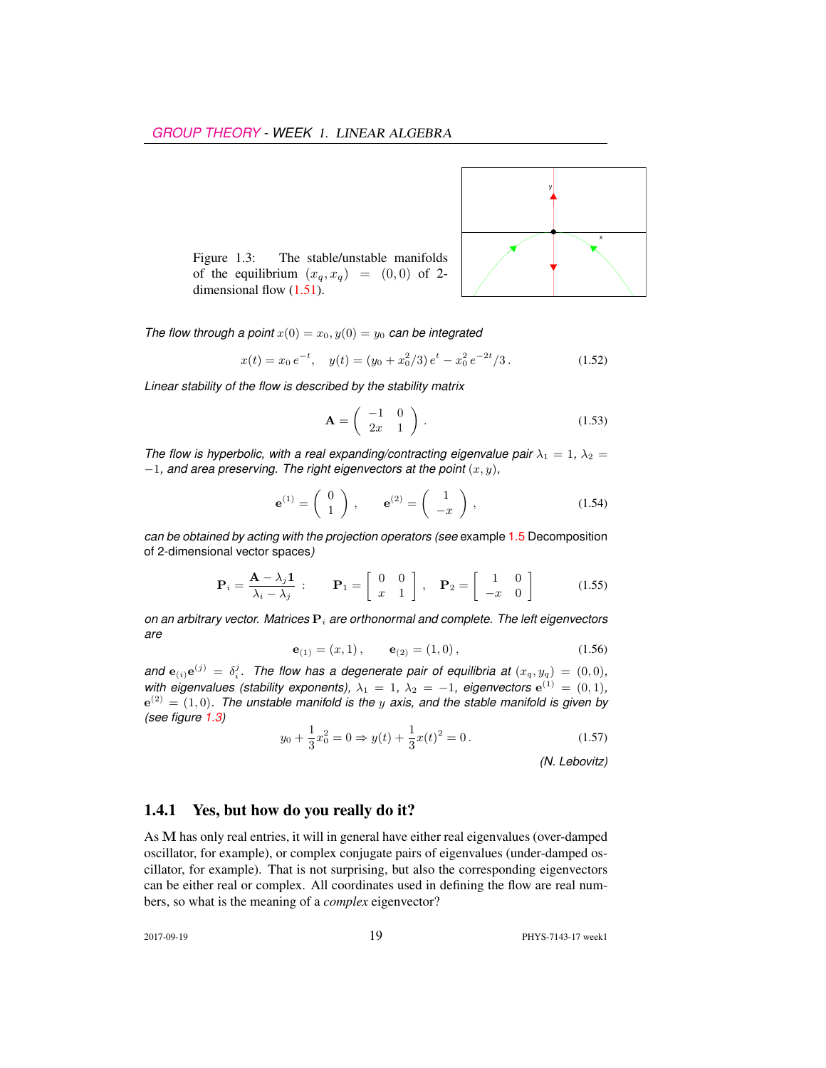Figure 1.3: The stable/unstable manifolds of the equilibrium $(x_q, x_q) = (0,0)$ of 2-dimensional flow (1.51).

y

x

*The flow through a point* $x(0) = x_0, y(0) = y_0$ *can be integrated*

$$x(t) = x_0 \, e^{-t}, \quad y(t) = (y_0 + x_0^2/3) \, e^{t} - x_0^2 \, e^{-2t}/3 \,. \tag{1.52}$$

*Linear stability of the flow is described by the stability matrix*

$$\mathbf{A} = \left( \begin{array}{cc} -1 & 0 \\ 2x & 1 \end{array} \right) . \tag{1.53}$$

*The flow is hyperbolic, with a real expanding/contracting eigenvalue pair* $\lambda_1 = 1$*,* $\lambda_2 = -1$*, and area preserving. The right eigenvectors at the point* $(x, y)$*,*

$$\mathbf{e}^{(1)} = \left( \begin{array}{c} 0 \\ 1 \end{array} \right) , \qquad \mathbf{e}^{(2)} = \left( \begin{array}{c} 1 \\ -x \end{array} \right) , \tag{1.54}$$

*can be obtained by acting with the projection operators (see* example 1.5 Decomposition of 2-dimensional vector spaces*)*

$$\mathbf{P}_i = \frac{\mathbf{A} - \lambda_j \mathbf{1}}{\lambda_i - \lambda_j} \; : \qquad \mathbf{P}_1 = \left[ \begin{array}{cc} 0 & 0 \\ x & 1 \end{array} \right] , \quad \mathbf{P}_2 = \left[ \begin{array}{cc} 1 & 0 \\ -x & 0 \end{array} \right] \tag{1.55}$$

*on an arbitrary vector. Matrices* $\mathbf{P}_i$ *are orthonormal and complete. The left eigenvectors are*

$$\mathbf{e}_{(1)} = (x, 1) \,, \qquad \mathbf{e}_{(2)} = (1, 0) \,, \tag{1.56}$$

*and* $\mathbf{e}_{(i)} \mathbf{e}^{(j)} = \delta_i^j$*. The flow has a degenerate pair of equilibria at* $(x_q, y_q) = (0, 0)$*, with eigenvalues (stability exponents),* $\lambda_1 = 1$*,* $\lambda_2 = -1$*, eigenvectors* $\mathbf{e}^{(1)} = (0, 1)$*,* $\mathbf{e}^{(2)} = (1, 0)$*. The unstable manifold is the* $y$ *axis, and the stable manifold is given by (see figure 1.3)*

$$y_0 + \frac{1}{3} x_0^2 = 0 \Rightarrow y(t) + \frac{1}{3} x(t)^2 = 0 \,. \tag{1.57}$$

*(N. Lebovitz)*

### 1.4.1 Yes, but how do you really do it?

As $\mathbf{M}$ has only real entries, it will in general have either real eigenvalues (over-damped oscillator, for example), or complex conjugate pairs of eigenvalues (under-damped oscillator, for example). That is not surprising, but also the corresponding eigenvectors can be either real or complex. All coordinates used in defining the flow are real numbers, so what is the meaning of a *complex* eigenvector?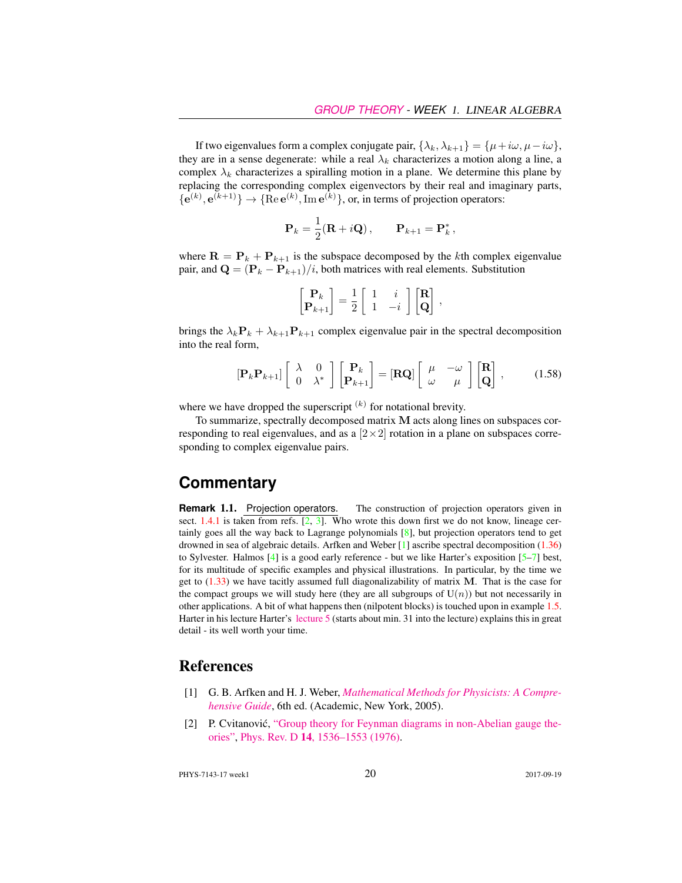If two eigenvalues form a complex conjugate pair, $\{\lambda_k, \lambda_{k+1}\} = \{\mu + i\omega, \mu - i\omega\}$, they are in a sense degenerate: while a real $\lambda_k$ characterizes a motion along a line, a complex $\lambda_k$ characterizes a spiralling motion in a plane. We determine this plane by replacing the corresponding complex eigenvectors by their real and imaginary parts, $\{\mathbf{e}^{(k)}, \mathbf{e}^{(k+1)}\} \to \{\mathrm{Re}\,\mathbf{e}^{(k)}, \mathrm{Im}\,\mathbf{e}^{(k)}\}$, or, in terms of projection operators:

$$\mathbf{P}_k = \frac{1}{2}(\mathbf{R} + i\mathbf{Q}), \qquad \mathbf{P}_{k+1} = \mathbf{P}_k^*,$$

where $\mathbf{R} = \mathbf{P}_k + \mathbf{P}_{k+1}$ is the subspace decomposed by the $k$th complex eigenvalue pair, and $\mathbf{Q} = (\mathbf{P}_k - \mathbf{P}_{k+1})/i$, both matrices with real elements. Substitution

$$\begin{bmatrix} \mathbf{P}_k \\ \mathbf{P}_{k+1} \end{bmatrix} = \frac{1}{2} \begin{bmatrix} 1 & i \\ 1 & -i \end{bmatrix} \begin{bmatrix} \mathbf{R} \\ \mathbf{Q} \end{bmatrix},$$

brings the $\lambda_k \mathbf{P}_k + \lambda_{k+1} \mathbf{P}_{k+1}$ complex eigenvalue pair in the spectral decomposition into the real form,

$$[\mathbf{P}_k \mathbf{P}_{k+1}] \begin{bmatrix} \lambda & 0 \\ 0 & \lambda^* \end{bmatrix} \begin{bmatrix} \mathbf{P}_k \\ \mathbf{P}_{k+1} \end{bmatrix} = [\mathbf{R}\mathbf{Q}] \begin{bmatrix} \mu & -\omega \\ \omega & \mu \end{bmatrix} \begin{bmatrix} \mathbf{R} \\ \mathbf{Q} \end{bmatrix}, \tag{1.58}$$

where we have dropped the superscript $^{(k)}$ for notational brevity.

To summarize, spectrally decomposed matrix $\mathbf{M}$ acts along lines on subspaces corresponding to real eigenvalues, and as a $[2 \times 2]$ rotation in a plane on subspaces corresponding to complex eigenvalue pairs.

## Commentary

**Remark 1.1.** Projection operators. The construction of projection operators given in sect. 1.4.1 is taken from refs. [2, 3]. Who wrote this down first we do not know, lineage certainly goes all the way back to Lagrange polynomials [8], but projection operators tend to get drowned in sea of algebraic details. Arfken and Weber [1] ascribe spectral decomposition (1.36) to Sylvester. Halmos [4] is a good early reference - but we like Harter's exposition [5–7] best, for its multitude of specific examples and physical illustrations. In particular, by the time we get to (1.33) we have tacitly assumed full diagonalizability of matrix $\mathbf{M}$. That is the case for the compact groups we will study here (they are all subgroups of $\mathrm{U}(n)$) but not necessarily in other applications. A bit of what happens then (nilpotent blocks) is touched upon in example 1.5. Harter in his lecture Harter's lecture 5 (starts about min. 31 into the lecture) explains this in great detail - its well worth your time.

## References

[1] G. B. Arfken and H. J. Weber, *Mathematical Methods for Physicists: A Comprehensive Guide*, 6th ed. (Academic, New York, 2005).

[2] P. Cvitanović, "Group theory for Feynman diagrams in non-Abelian gauge theories", Phys. Rev. D **14**, 1536–1553 (1976).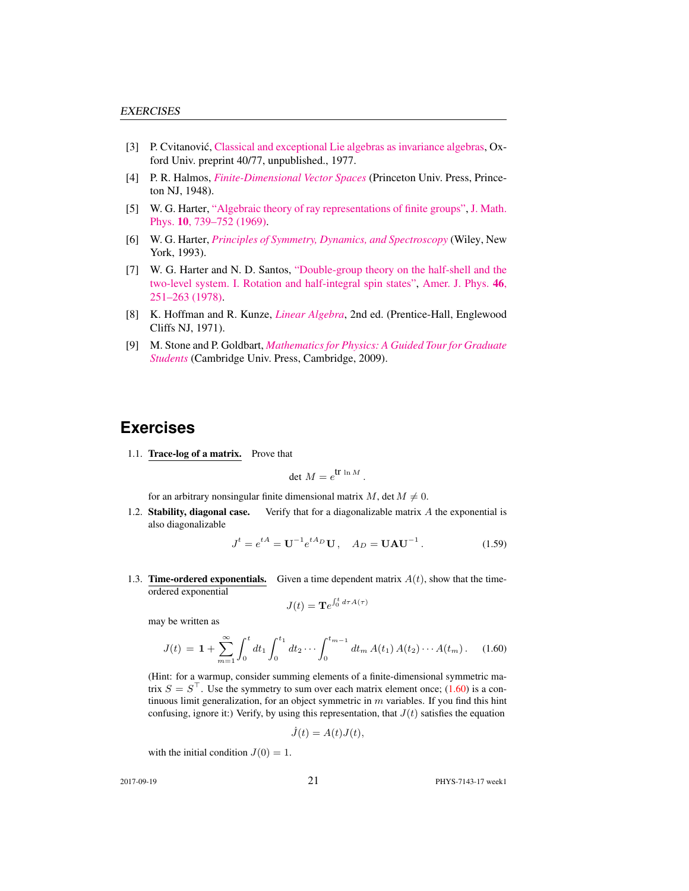[3] P. Cvitanović, Classical and exceptional Lie algebras as invariance algebras, Oxford Univ. preprint 40/77, unpublished., 1977.

[4] P. R. Halmos, *Finite-Dimensional Vector Spaces* (Princeton Univ. Press, Princeton NJ, 1948).

[5] W. G. Harter, "Algebraic theory of ray representations of finite groups", J. Math. Phys. **10**, 739–752 (1969).

[6] W. G. Harter, *Principles of Symmetry, Dynamics, and Spectroscopy* (Wiley, New York, 1993).

[7] W. G. Harter and N. D. Santos, "Double-group theory on the half-shell and the two-level system. I. Rotation and half-integral spin states", Amer. J. Phys. **46**, 251–263 (1978).

[8] K. Hoffman and R. Kunze, *Linear Algebra*, 2nd ed. (Prentice-Hall, Englewood Cliffs NJ, 1971).

[9] M. Stone and P. Goldbart, *Mathematics for Physics: A Guided Tour for Graduate Students* (Cambridge Univ. Press, Cambridge, 2009).

# Exercises

1.1. **Trace-log of a matrix.** Prove that

$$\det M = e^{\operatorname{tr} \ln M} .$$

for an arbitrary nonsingular finite dimensional matrix $M$, $\det M \neq 0$.

1.2. **Stability, diagonal case.** Verify that for a diagonalizable matrix $A$ the exponential is also diagonalizable

$$J^t = e^{tA} = \mathbf{U}^{-1} e^{tA_D} \mathbf{U} , \quad A_D = \mathbf{U} \mathbf{A} \mathbf{U}^{-1} . \tag{1.59}$$

1.3. **Time-ordered exponentials.** Given a time dependent matrix $A(t)$, show that the time-ordered exponential

$$J(t) = \mathbf{T} e^{\int_0^t d\tau A(\tau)}$$

may be written as

$$J(t) \;=\; \mathbf{1} + \sum_{m=1}^{\infty} \int_0^t dt_1 \int_0^{t_1} dt_2 \cdots \int_0^{t_{m-1}} dt_m \, A(t_1)\, A(t_2) \cdots A(t_m) \,. \tag{1.60}$$

(Hint: for a warmup, consider summing elements of a finite-dimensional symmetric matrix $S = S^{\top}$. Use the symmetry to sum over each matrix element once; (1.60) is a continuous limit generalization, for an object symmetric in $m$ variables. If you find this hint confusing, ignore it:) Verify, by using this representation, that $J(t)$ satisfies the equation

$$\dot{J}(t) = A(t) J(t),$$

with the initial condition $J(0) = 1$.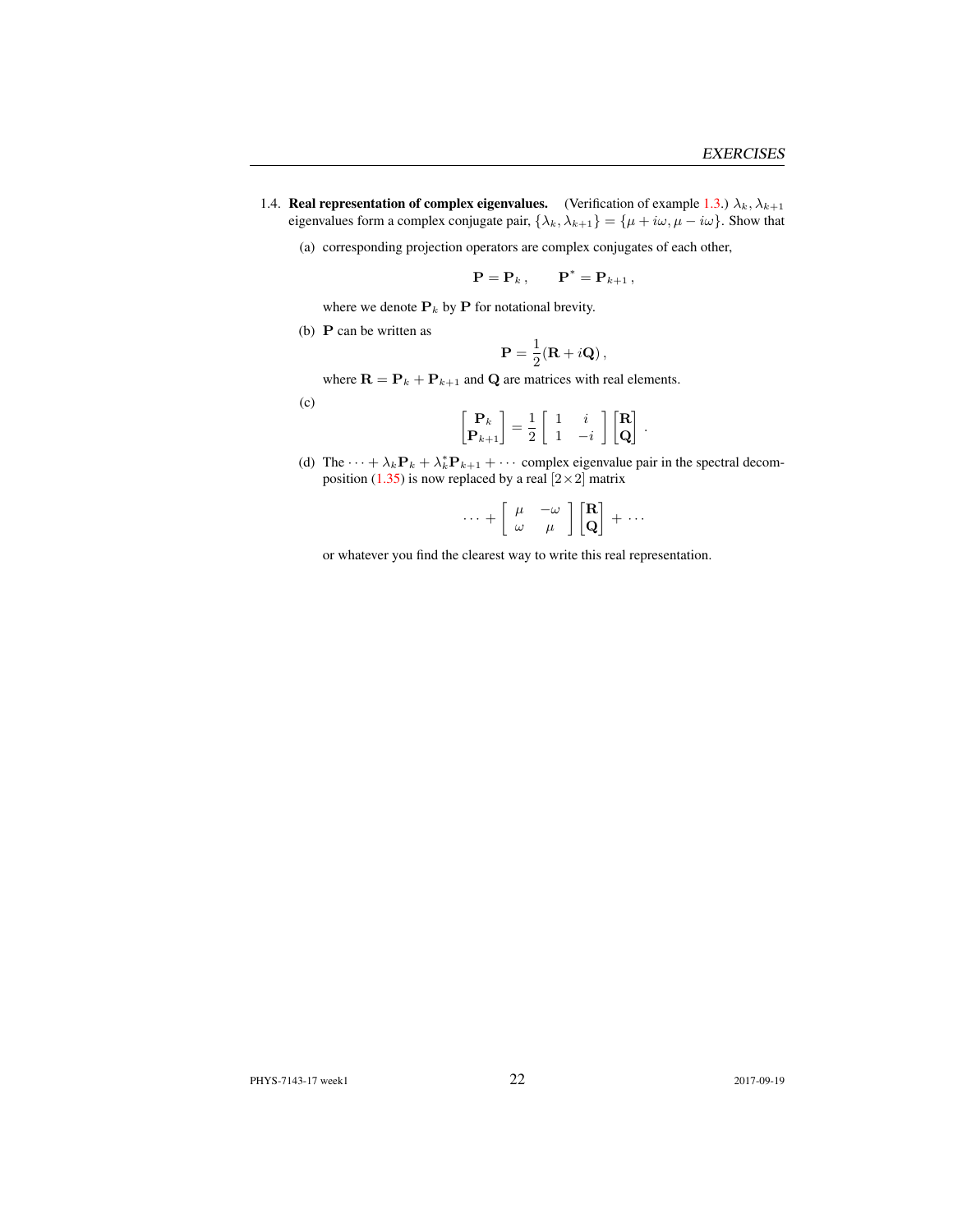1.4. **Real representation of complex eigenvalues.** (Verification of example 1.3.) $\lambda_k, \lambda_{k+1}$ eigenvalues form a complex conjugate pair, $\{\lambda_k, \lambda_{k+1}\} = \{\mu + i\omega, \mu - i\omega\}$. Show that

(a) corresponding projection operators are complex conjugates of each other,

$$\mathbf{P} = \mathbf{P}_k \,, \qquad \mathbf{P}^* = \mathbf{P}_{k+1} \,,$$

where we denote $\mathbf{P}_k$ by $\mathbf{P}$ for notational brevity.

(b) $\mathbf{P}$ can be written as

$$\mathbf{P} = \frac{1}{2}(\mathbf{R} + i\mathbf{Q}) \,,$$

where $\mathbf{R} = \mathbf{P}_k + \mathbf{P}_{k+1}$ and $\mathbf{Q}$ are matrices with real elements.

(c)

$$\begin{bmatrix} \mathbf{P}_k \\ \mathbf{P}_{k+1} \end{bmatrix} = \frac{1}{2} \begin{bmatrix} 1 & i \\ 1 & -i \end{bmatrix} \begin{bmatrix} \mathbf{R} \\ \mathbf{Q} \end{bmatrix} .$$

(d) The $\cdots + \lambda_k \mathbf{P}_k + \lambda_k^* \mathbf{P}_{k+1} + \cdots$ complex eigenvalue pair in the spectral decomposition (1.35) is now replaced by a real $[2 \times 2]$ matrix

$$\cdots + \begin{bmatrix} \mu & -\omega \\ \omega & \mu \end{bmatrix} \begin{bmatrix} \mathbf{R} \\ \mathbf{Q} \end{bmatrix} + \cdots$$

or whatever you find the clearest way to write this real representation.